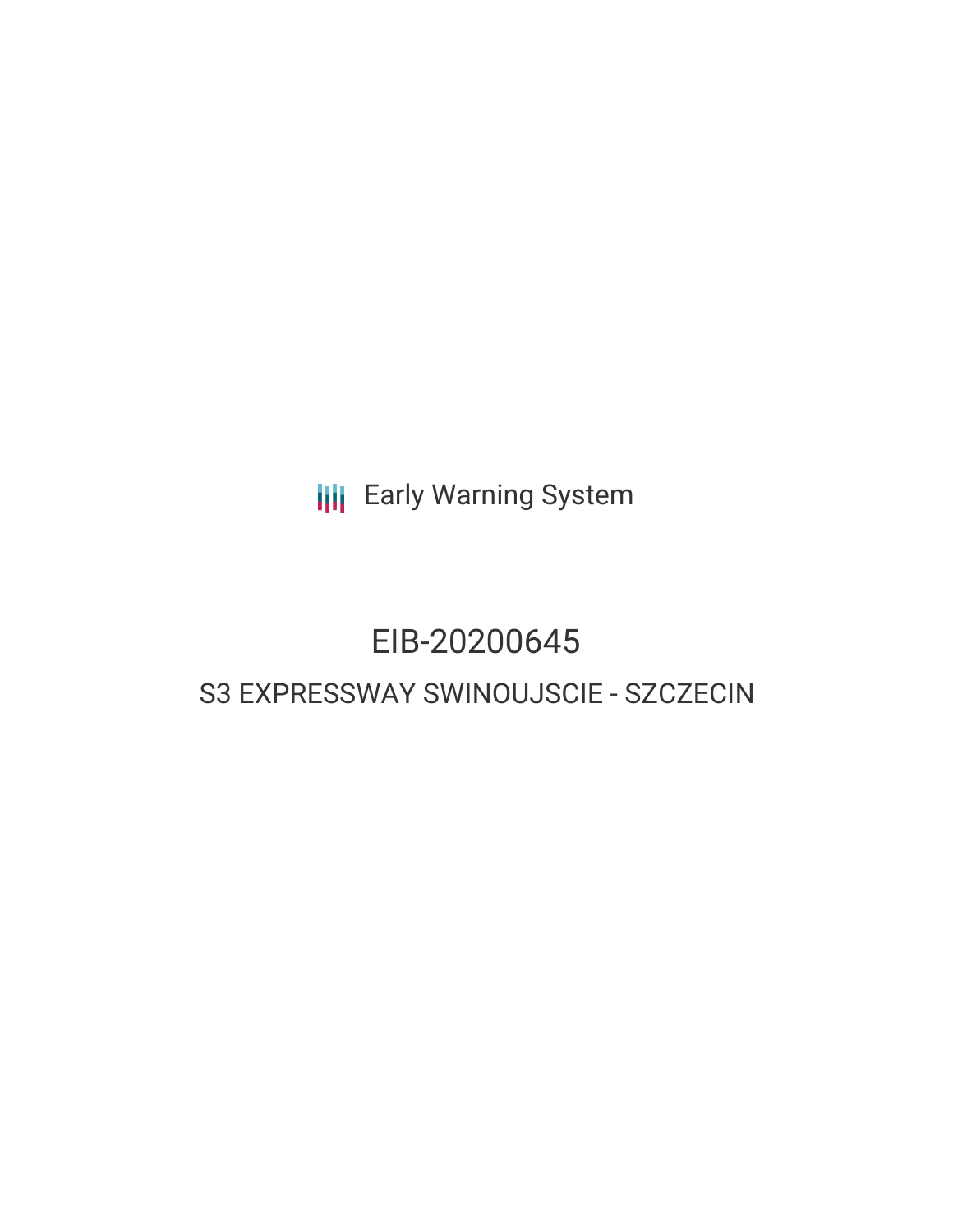Early Warning System

# EIB-20200645

## S3 EXPRESSWAY SWINOUJSCIE - SZCZECIN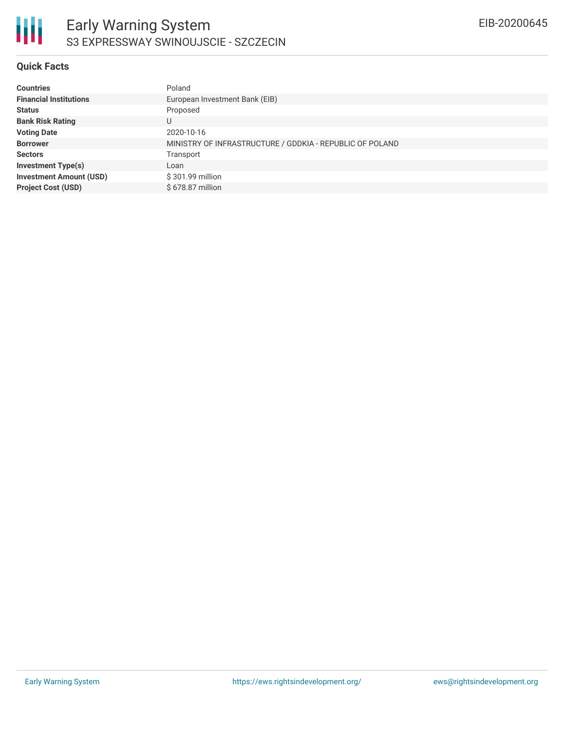## Quick Facts

| | |
|---|---|
| **Countries** | Poland |
| **Financial Institutions** | European Investment Bank (EIB) |
| **Status** | Proposed |
| **Bank Risk Rating** | U |
| **Voting Date** | 2020-10-16 |
| **Borrower** | MINISTRY OF INFRASTRUCTURE / GDDKIA - REPUBLIC OF POLAND |
| **Sectors** | Transport |
| **Investment Type(s)** | Loan |
| **Investment Amount (USD)** | $ 301.99 million |
| **Project Cost (USD)** | $ 678.87 million |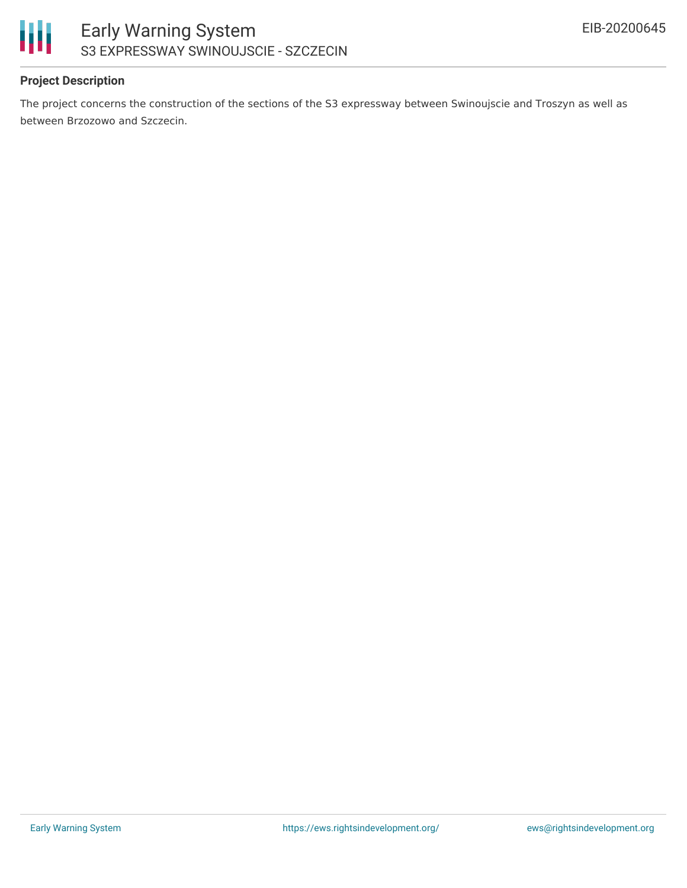**Project Description**

The project concerns the construction of the sections of the S3 expressway between Swinoujscie and Troszyn as well as between Brzozowo and Szczecin.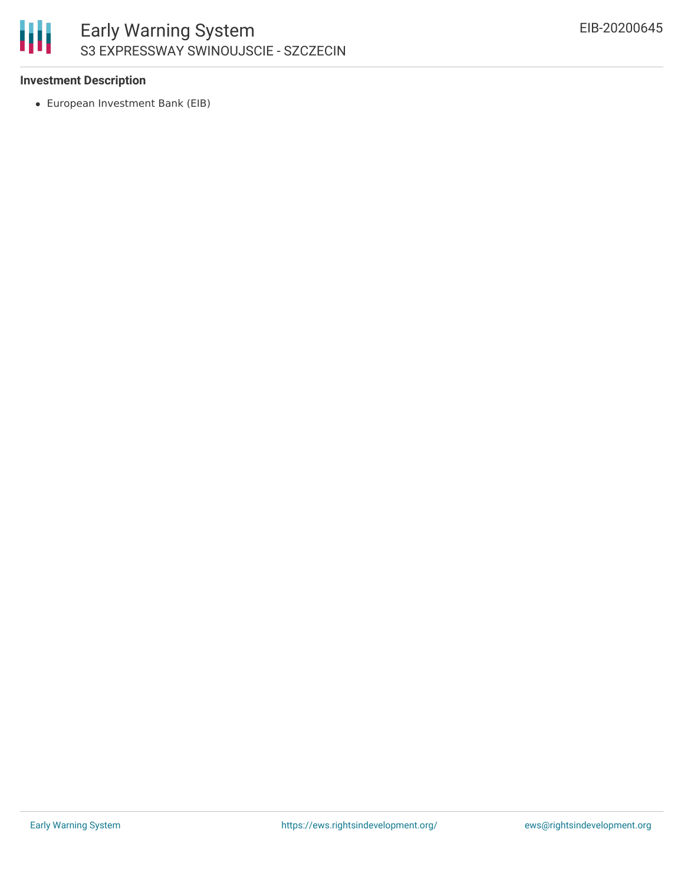**Investment Description**

- European Investment Bank (EIB)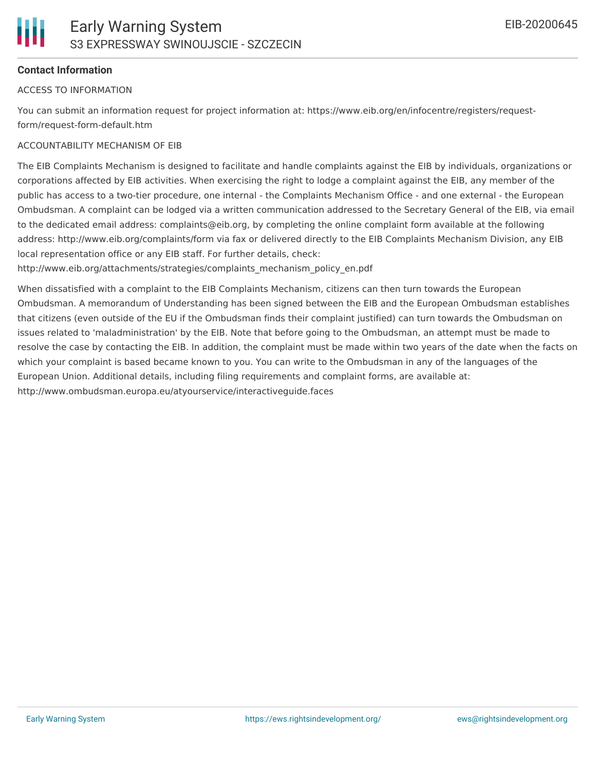**Contact Information**

ACCESS TO INFORMATION

You can submit an information request for project information at: https://www.eib.org/en/infocentre/registers/request-form/request-form-default.htm

ACCOUNTABILITY MECHANISM OF EIB

The EIB Complaints Mechanism is designed to facilitate and handle complaints against the EIB by individuals, organizations or corporations affected by EIB activities. When exercising the right to lodge a complaint against the EIB, any member of the public has access to a two-tier procedure, one internal - the Complaints Mechanism Office - and one external - the European Ombudsman. A complaint can be lodged via a written communication addressed to the Secretary General of the EIB, via email to the dedicated email address: complaints@eib.org, by completing the online complaint form available at the following address: http://www.eib.org/complaints/form via fax or delivered directly to the EIB Complaints Mechanism Division, any EIB local representation office or any EIB staff. For further details, check: http://www.eib.org/attachments/strategies/complaints_mechanism_policy_en.pdf

When dissatisfied with a complaint to the EIB Complaints Mechanism, citizens can then turn towards the European Ombudsman. A memorandum of Understanding has been signed between the EIB and the European Ombudsman establishes that citizens (even outside of the EU if the Ombudsman finds their complaint justified) can turn towards the Ombudsman on issues related to 'maladministration' by the EIB. Note that before going to the Ombudsman, an attempt must be made to resolve the case by contacting the EIB. In addition, the complaint must be made within two years of the date when the facts on which your complaint is based became known to you. You can write to the Ombudsman in any of the languages of the European Union. Additional details, including filing requirements and complaint forms, are available at: http://www.ombudsman.europa.eu/atyourservice/interactiveguide.faces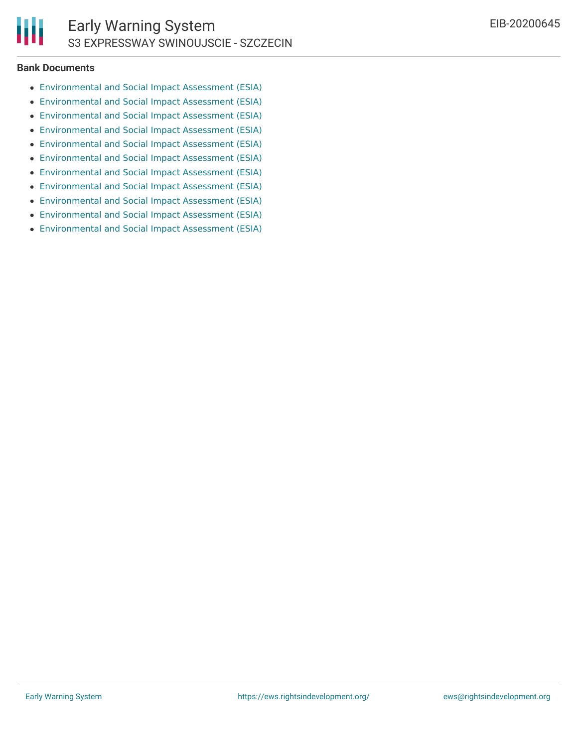**Bank Documents**

- Environmental and Social Impact Assessment (ESIA)
- Environmental and Social Impact Assessment (ESIA)
- Environmental and Social Impact Assessment (ESIA)
- Environmental and Social Impact Assessment (ESIA)
- Environmental and Social Impact Assessment (ESIA)
- Environmental and Social Impact Assessment (ESIA)
- Environmental and Social Impact Assessment (ESIA)
- Environmental and Social Impact Assessment (ESIA)
- Environmental and Social Impact Assessment (ESIA)
- Environmental and Social Impact Assessment (ESIA)
- Environmental and Social Impact Assessment (ESIA)